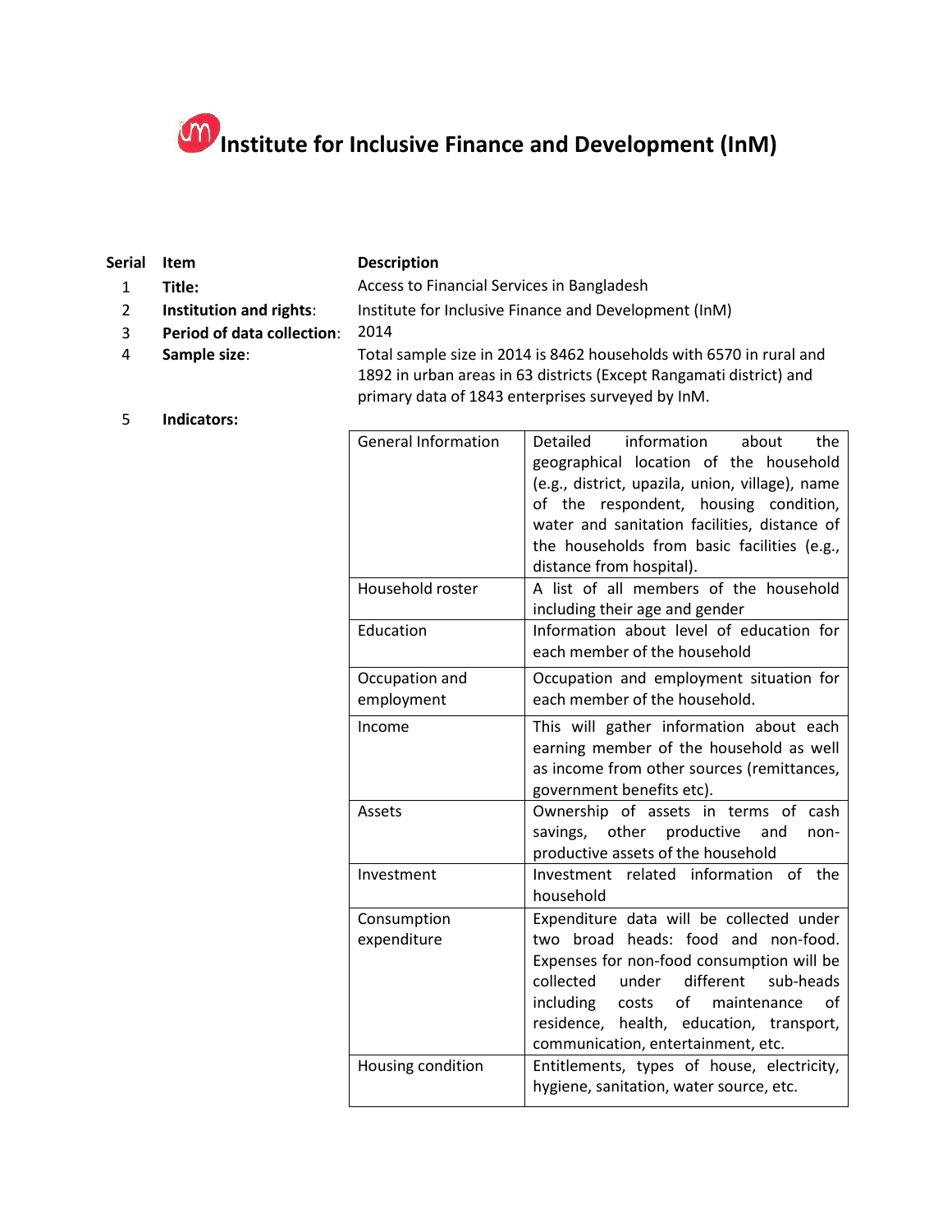# Institute for Inclusive Finance and Development (InM)

| Serial | Item | Description |
|---|---|---|
| 1 | **Title:** | Access to Financial Services in Bangladesh |
| 2 | **Institution and rights**: | Institute for Inclusive Finance and Development (InM) |
| 3 | **Period of data collection**: | 2014 |
| 4 | **Sample size**: | Total sample size in 2014 is 8462 households with 6570 in rural and 1892 in urban areas in 63 districts (Except Rangamati district) and primary data of 1843 enterprises surveyed by InM. |
| 5 | **Indicators:** | |

| | |
|---|---|
| General Information | Detailed information about the geographical location of the household (e.g., district, upazila, union, village), name of the respondent, housing condition, water and sanitation facilities, distance of the households from basic facilities (e.g., distance from hospital). |
| Household roster | A list of all members of the household including their age and gender |
| Education | Information about level of education for each member of the household |
| Occupation and employment | Occupation and employment situation for each member of the household. |
| Income | This will gather information about each earning member of the household as well as income from other sources (remittances, government benefits etc). |
| Assets | Ownership of assets in terms of cash savings, other productive and non-productive assets of the household |
| Investment | Investment related information of the household |
| Consumption expenditure | Expenditure data will be collected under two broad heads: food and non-food. Expenses for non-food consumption will be collected under different sub-heads including costs of maintenance of residence, health, education, transport, communication, entertainment, etc. |
| Housing condition | Entitlements, types of house, electricity, hygiene, sanitation, water source, etc. |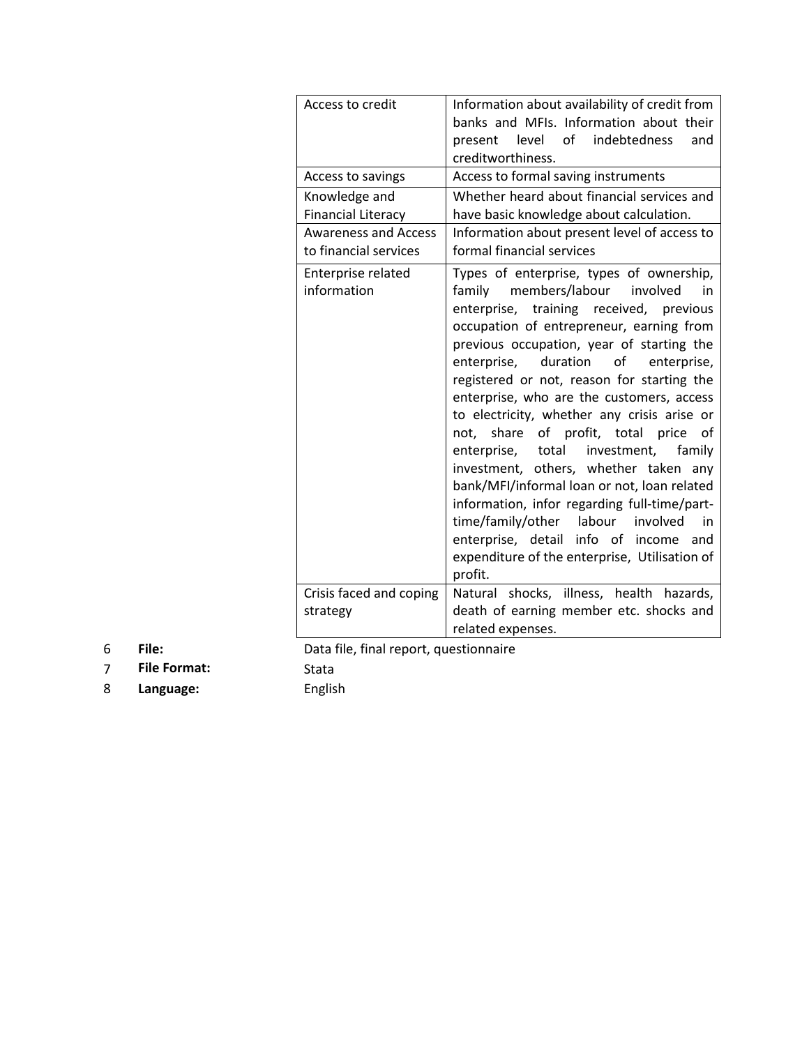| | |
|---|---|
| Access to credit | Information about availability of credit from banks and MFIs. Information about their present level of indebtedness and creditworthiness. |
| Access to savings | Access to formal saving instruments |
| Knowledge and Financial Literacy | Whether heard about financial services and have basic knowledge about calculation. |
| Awareness and Access to financial services | Information about present level of access to formal financial services |
| Enterprise related information | Types of enterprise, types of ownership, family members/labour involved in enterprise, training received, previous occupation of entrepreneur, earning from previous occupation, year of starting the enterprise, duration of enterprise, registered or not, reason for starting the enterprise, who are the customers, access to electricity, whether any crisis arise or not, share of profit, total price of enterprise, total investment, family investment, others, whether taken any bank/MFI/informal loan or not, loan related information, infor regarding full-time/part-time/family/other labour involved in enterprise, detail info of income and expenditure of the enterprise, Utilisation of profit. |
| Crisis faced and coping strategy | Natural shocks, illness, health hazards, death of earning member etc. shocks and related expenses. |

6 **File:** Data file, final report, questionnaire

7 **File Format:** Stata

8 **Language:** English